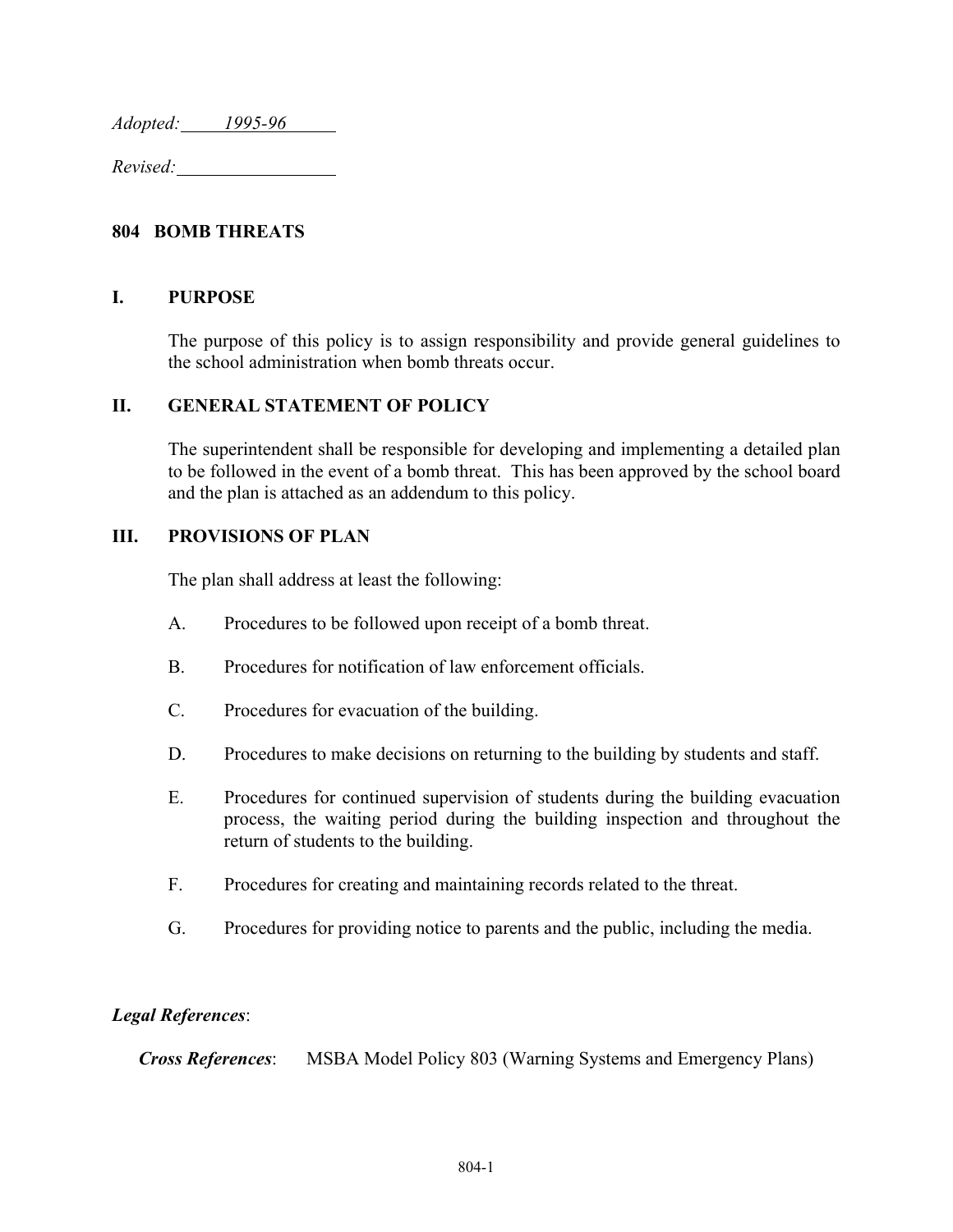*Adopted:* 1995-96

*Revised:*

## 804 BOMB THREATS

### I. PURPOSE

The purpose of this policy is to assign responsibility and provide general guidelines to the school administration when bomb threats occur.

### II. GENERAL STATEMENT OF POLICY

The superintendent shall be responsible for developing and implementing a detailed plan to be followed in the event of a bomb threat. This has been approved by the school board and the plan is attached as an addendum to this policy.

### III. PROVISIONS OF PLAN

The plan shall address at least the following:

A. Procedures to be followed upon receipt of a bomb threat.

B. Procedures for notification of law enforcement officials.

C. Procedures for evacuation of the building.

D. Procedures to make decisions on returning to the building by students and staff.

E. Procedures for continued supervision of students during the building evacuation process, the waiting period during the building inspection and throughout the return of students to the building.

F. Procedures for creating and maintaining records related to the threat.

G. Procedures for providing notice to parents and the public, including the media.

***Legal References***:

***Cross References***: MSBA Model Policy 803 (Warning Systems and Emergency Plans)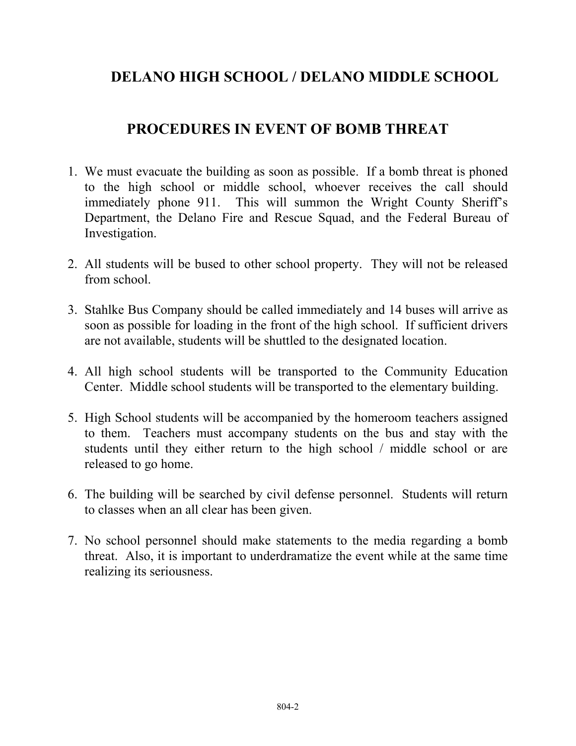# DELANO HIGH SCHOOL / DELANO MIDDLE SCHOOL

## PROCEDURES IN EVENT OF BOMB THREAT

1. We must evacuate the building as soon as possible. If a bomb threat is phoned to the high school or middle school, whoever receives the call should immediately phone 911. This will summon the Wright County Sheriff's Department, the Delano Fire and Rescue Squad, and the Federal Bureau of Investigation.

2. All students will be bused to other school property. They will not be released from school.

3. Stahlke Bus Company should be called immediately and 14 buses will arrive as soon as possible for loading in the front of the high school. If sufficient drivers are not available, students will be shuttled to the designated location.

4. All high school students will be transported to the Community Education Center. Middle school students will be transported to the elementary building.

5. High School students will be accompanied by the homeroom teachers assigned to them. Teachers must accompany students on the bus and stay with the students until they either return to the high school / middle school or are released to go home.

6. The building will be searched by civil defense personnel. Students will return to classes when an all clear has been given.

7. No school personnel should make statements to the media regarding a bomb threat. Also, it is important to underdramatize the event while at the same time realizing its seriousness.